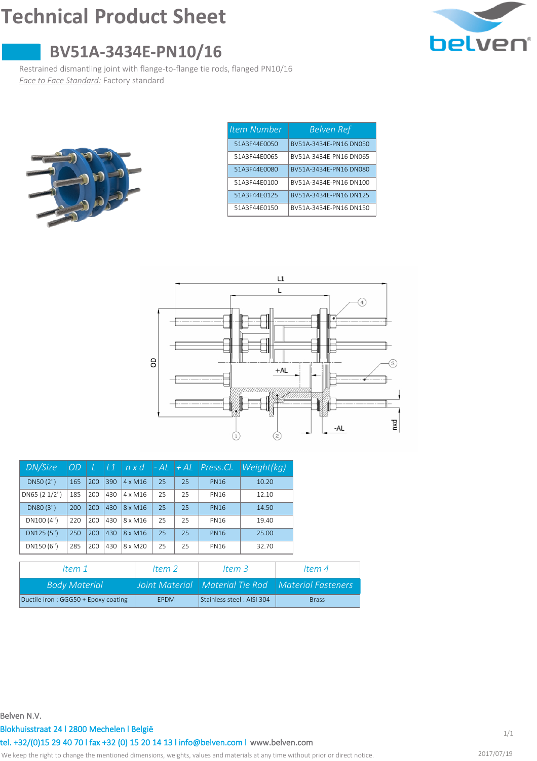# Technical Product Sheet

## BV51A-3434E-PN10/16

Restrained dismantling joint with flange-to-flange tie rods, flanged PN10/16

*Face to Face Standard:* Factory standard

| Item Number | Belven Ref |
|---|---|
| 51A3F44E0050 | BV51A-3434E-PN16 DN050 |
| 51A3F44E0065 | BV51A-3434E-PN16 DN065 |
| 51A3F44E0080 | BV51A-3434E-PN16 DN080 |
| 51A3F44E0100 | BV51A-3434E-PN16 DN100 |
| 51A3F44E0125 | BV51A-3434E-PN16 DN125 |
| 51A3F44E0150 | BV51A-3434E-PN16 DN150 |

| DN/Size | OD | L | L1 | n x d | - AL | + AL | Press.Cl. | Weight(kg) |
|---|---|---|---|---|---|---|---|---|
| DN50 (2") | 165 | 200 | 390 | 4 x M16 | 25 | 25 | PN16 | 10.20 |
| DN65 (2 1/2") | 185 | 200 | 430 | 4 x M16 | 25 | 25 | PN16 | 12.10 |
| DN80 (3") | 200 | 200 | 430 | 8 x M16 | 25 | 25 | PN16 | 14.50 |
| DN100 (4") | 220 | 200 | 430 | 8 x M16 | 25 | 25 | PN16 | 19.40 |
| DN125 (5") | 250 | 200 | 430 | 8 x M16 | 25 | 25 | PN16 | 25.00 |
| DN150 (6") | 285 | 200 | 430 | 8 x M20 | 25 | 25 | PN16 | 32.70 |

| Item 1 | Item 2 | Item 3 | Item 4 |
|---|---|---|---|
| Body Material | Joint Material | Material Tie Rod | Material Fasteners |
| Ductile iron : GGG50 + Epoxy coating | EPDM | Stainless steel : AISI 304 | Brass |

Belven N.V.

Blokhuisstraat 24 l 2800 Mechelen l België

tel. +32/(0)15 29 40 70 l fax +32 (0) 15 20 14 13 l info@belven.com l www.belven.com

We keep the right to change the mentioned dimensions, weights, values and materials at any time without prior or direct notice.

2017/07/19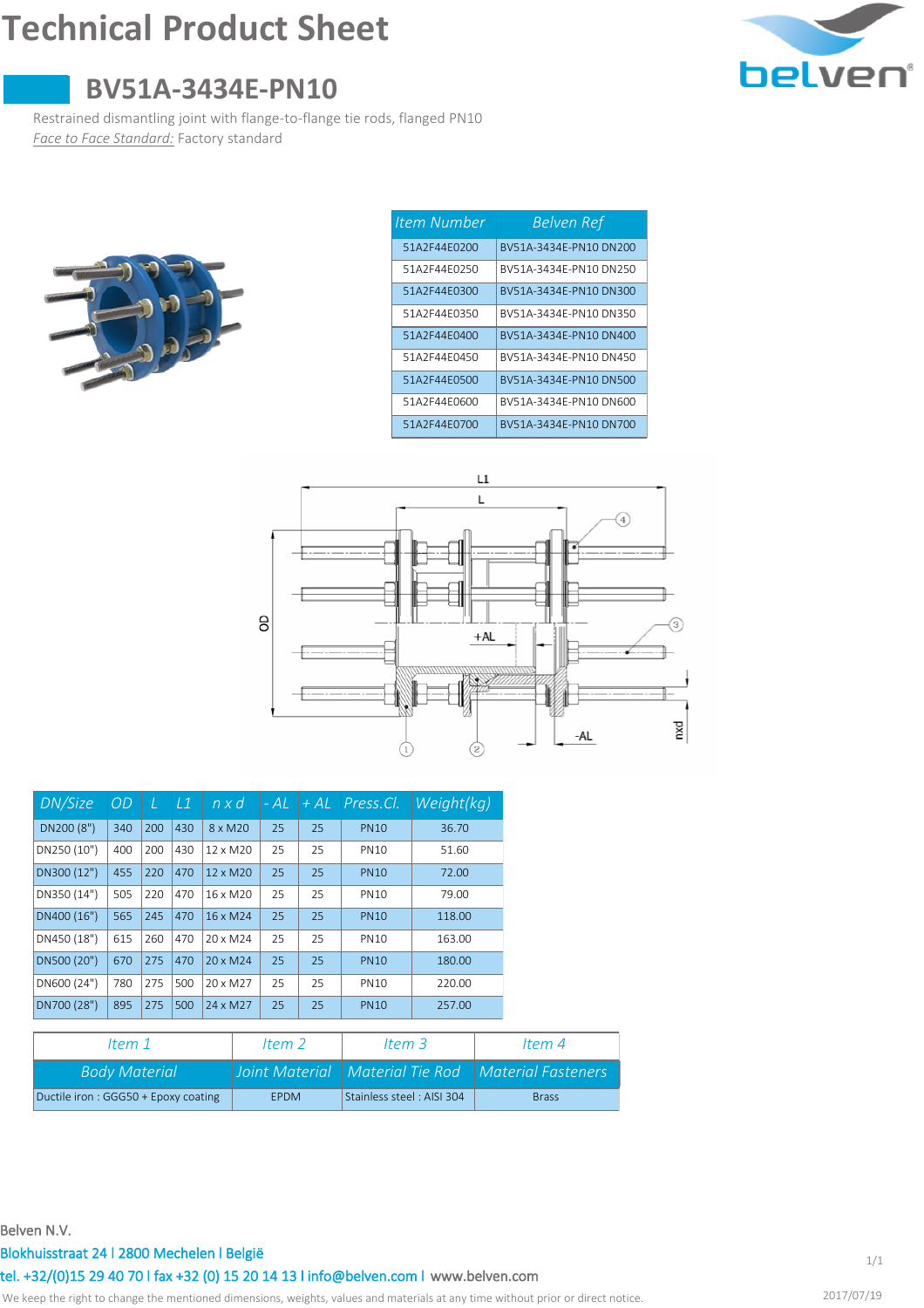# Technical Product Sheet

## BV51A-3434E-PN10

Restrained dismantling joint with flange-to-flange tie rods, flanged PN10

*Face to Face Standard:* Factory standard

| Item Number | Belven Ref |
|---|---|
| 51A2F44E0200 | BV51A-3434E-PN10 DN200 |
| 51A2F44E0250 | BV51A-3434E-PN10 DN250 |
| 51A2F44E0300 | BV51A-3434E-PN10 DN300 |
| 51A2F44E0350 | BV51A-3434E-PN10 DN350 |
| 51A2F44E0400 | BV51A-3434E-PN10 DN400 |
| 51A2F44E0450 | BV51A-3434E-PN10 DN450 |
| 51A2F44E0500 | BV51A-3434E-PN10 DN500 |
| 51A2F44E0600 | BV51A-3434E-PN10 DN600 |
| 51A2F44E0700 | BV51A-3434E-PN10 DN700 |

| DN/Size | OD | L | L1 | n x d | - AL | + AL | Press.Cl. | Weight(kg) |
|---|---|---|---|---|---|---|---|---|
| DN200 (8") | 340 | 200 | 430 | 8 x M20 | 25 | 25 | PN10 | 36.70 |
| DN250 (10") | 400 | 200 | 430 | 12 x M20 | 25 | 25 | PN10 | 51.60 |
| DN300 (12") | 455 | 220 | 470 | 12 x M20 | 25 | 25 | PN10 | 72.00 |
| DN350 (14") | 505 | 220 | 470 | 16 x M20 | 25 | 25 | PN10 | 79.00 |
| DN400 (16") | 565 | 245 | 470 | 16 x M24 | 25 | 25 | PN10 | 118.00 |
| DN450 (18") | 615 | 260 | 470 | 20 x M24 | 25 | 25 | PN10 | 163.00 |
| DN500 (20") | 670 | 275 | 470 | 20 x M24 | 25 | 25 | PN10 | 180.00 |
| DN600 (24") | 780 | 275 | 500 | 20 x M27 | 25 | 25 | PN10 | 220.00 |
| DN700 (28") | 895 | 275 | 500 | 24 x M27 | 25 | 25 | PN10 | 257.00 |

| Item 1 | Item 2 | Item 3 | Item 4 |
|---|---|---|---|
| Body Material | Joint Material | Material Tie Rod | Material Fasteners |
| Ductile iron : GGG50 + Epoxy coating | EPDM | Stainless steel : AISI 304 | Brass |

Belven N.V.

Blokhuisstraat 24 l 2800 Mechelen l België

tel. +32/(0)15 29 40 70 l fax +32 (0) 15 20 14 13 l info@belven.com l www.belven.com

We keep the right to change the mentioned dimensions, weights, values and materials at any time without prior or direct notice.

2017/07/19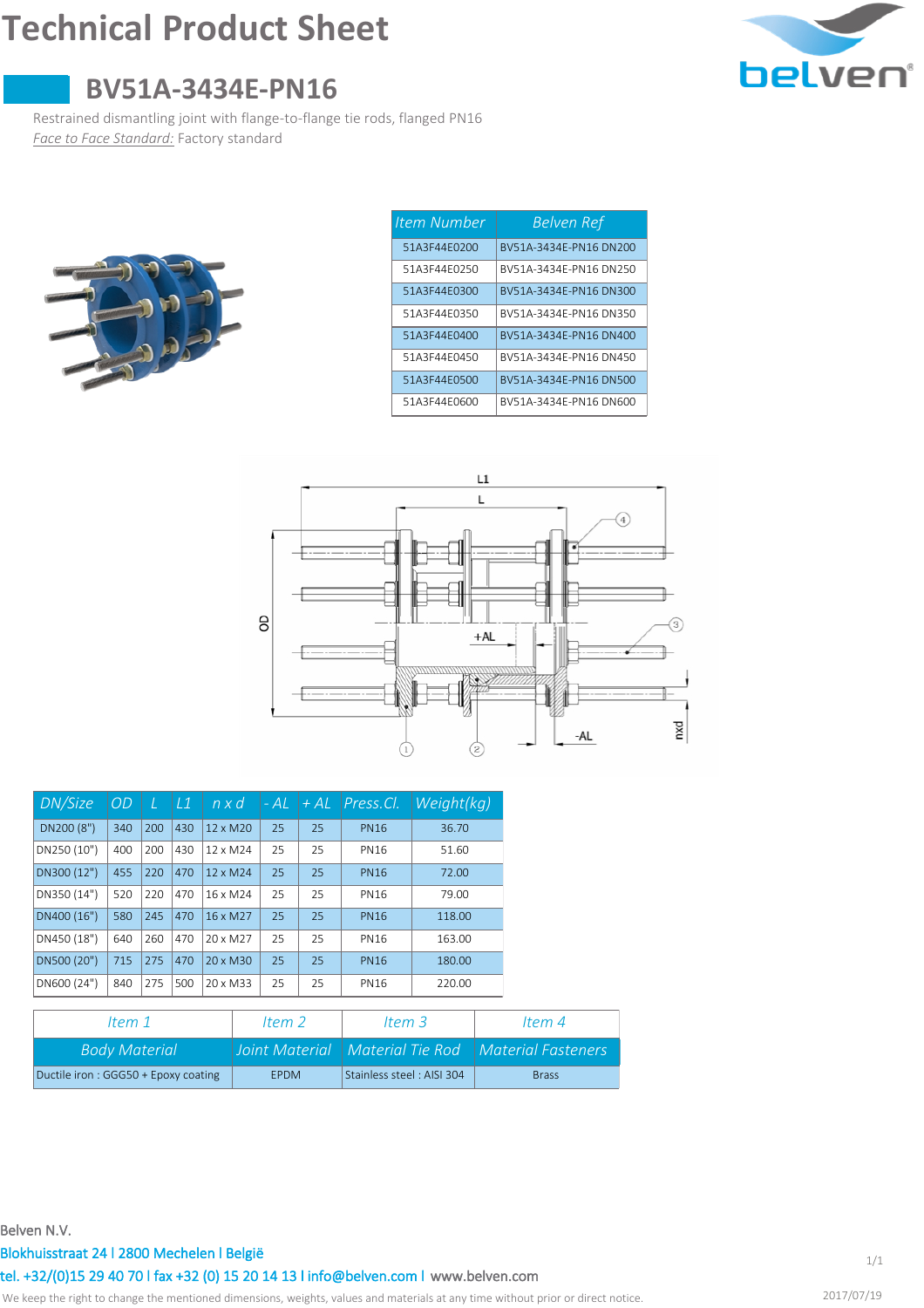# Technical Product Sheet

## BV51A-3434E-PN16

Restrained dismantling joint with flange-to-flange tie rods, flanged PN16

*Face to Face Standard:* Factory standard

| Item Number | Belven Ref |
|---|---|
| 51A3F44E0200 | BV51A-3434E-PN16 DN200 |
| 51A3F44E0250 | BV51A-3434E-PN16 DN250 |
| 51A3F44E0300 | BV51A-3434E-PN16 DN300 |
| 51A3F44E0350 | BV51A-3434E-PN16 DN350 |
| 51A3F44E0400 | BV51A-3434E-PN16 DN400 |
| 51A3F44E0450 | BV51A-3434E-PN16 DN450 |
| 51A3F44E0500 | BV51A-3434E-PN16 DN500 |
| 51A3F44E0600 | BV51A-3434E-PN16 DN600 |

L1
L
OD
+AL
-AL
nxd
1
2
3
4

| DN/Size | OD | L | L1 | n x d | - AL | + AL | Press.Cl. | Weight(kg) |
|---|---|---|---|---|---|---|---|---|
| DN200 (8") | 340 | 200 | 430 | 12 x M20 | 25 | 25 | PN16 | 36.70 |
| DN250 (10") | 400 | 200 | 430 | 12 x M24 | 25 | 25 | PN16 | 51.60 |
| DN300 (12") | 455 | 220 | 470 | 12 x M24 | 25 | 25 | PN16 | 72.00 |
| DN350 (14") | 520 | 220 | 470 | 16 x M24 | 25 | 25 | PN16 | 79.00 |
| DN400 (16") | 580 | 245 | 470 | 16 x M27 | 25 | 25 | PN16 | 118.00 |
| DN450 (18") | 640 | 260 | 470 | 20 x M27 | 25 | 25 | PN16 | 163.00 |
| DN500 (20") | 715 | 275 | 470 | 20 x M30 | 25 | 25 | PN16 | 180.00 |
| DN600 (24") | 840 | 275 | 500 | 20 x M33 | 25 | 25 | PN16 | 220.00 |

| Item 1 | Item 2 | Item 3 | Item 4 |
|---|---|---|---|
| Body Material | Joint Material | Material Tie Rod | Material Fasteners |
| Ductile iron : GGG50 + Epoxy coating | EPDM | Stainless steel : AISI 304 | Brass |

Belven N.V.

Blokhuisstraat 24 I 2800 Mechelen I België

tel. +32/(0)15 29 40 70 I fax +32 (0) 15 20 14 13 I info@belven.com I www.belven.com

We keep the right to change the mentioned dimensions, weights, values and materials at any time without prior or direct notice.

2017/07/19